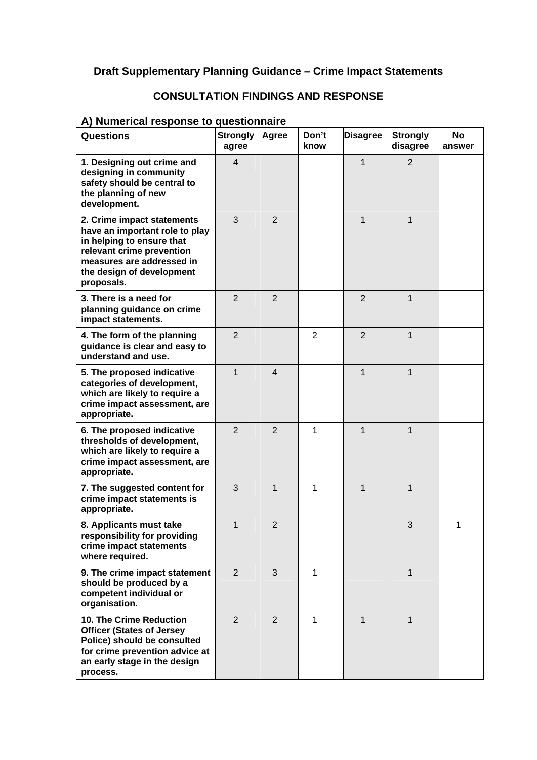# Draft Supplementary Planning Guidance – Crime Impact Statements

## CONSULTATION FINDINGS AND RESPONSE

### A) Numerical response to questionnaire

| Questions | Strongly agree | Agree | Don't know | Disagree | Strongly disagree | No answer |
|---|---|---|---|---|---|---|
| **1. Designing out crime and designing in community safety should be central to the planning of new development.** | 4 | | | 1 | 2 | |
| **2. Crime impact statements have an important role to play in helping to ensure that relevant crime prevention measures are addressed in the design of development proposals.** | 3 | 2 | | 1 | 1 | |
| **3. There is a need for planning guidance on crime impact statements.** | 2 | 2 | | 2 | 1 | |
| **4. The form of the planning guidance is clear and easy to understand and use.** | 2 | | 2 | 2 | 1 | |
| **5. The proposed indicative categories of development, which are likely to require a crime impact assessment, are appropriate.** | 1 | 4 | | 1 | 1 | |
| **6. The proposed indicative thresholds of development, which are likely to require a crime impact assessment, are appropriate.** | 2 | 2 | 1 | 1 | 1 | |
| **7. The suggested content for crime impact statements is appropriate.** | 3 | 1 | 1 | 1 | 1 | |
| **8. Applicants must take responsibility for providing crime impact statements where required.** | 1 | 2 | | | 3 | 1 |
| **9. The crime impact statement should be produced by a competent individual or organisation.** | 2 | 3 | 1 | | 1 | |
| **10. The Crime Reduction Officer (States of Jersey Police) should be consulted for crime prevention advice at an early stage in the design process.** | 2 | 2 | 1 | 1 | 1 | |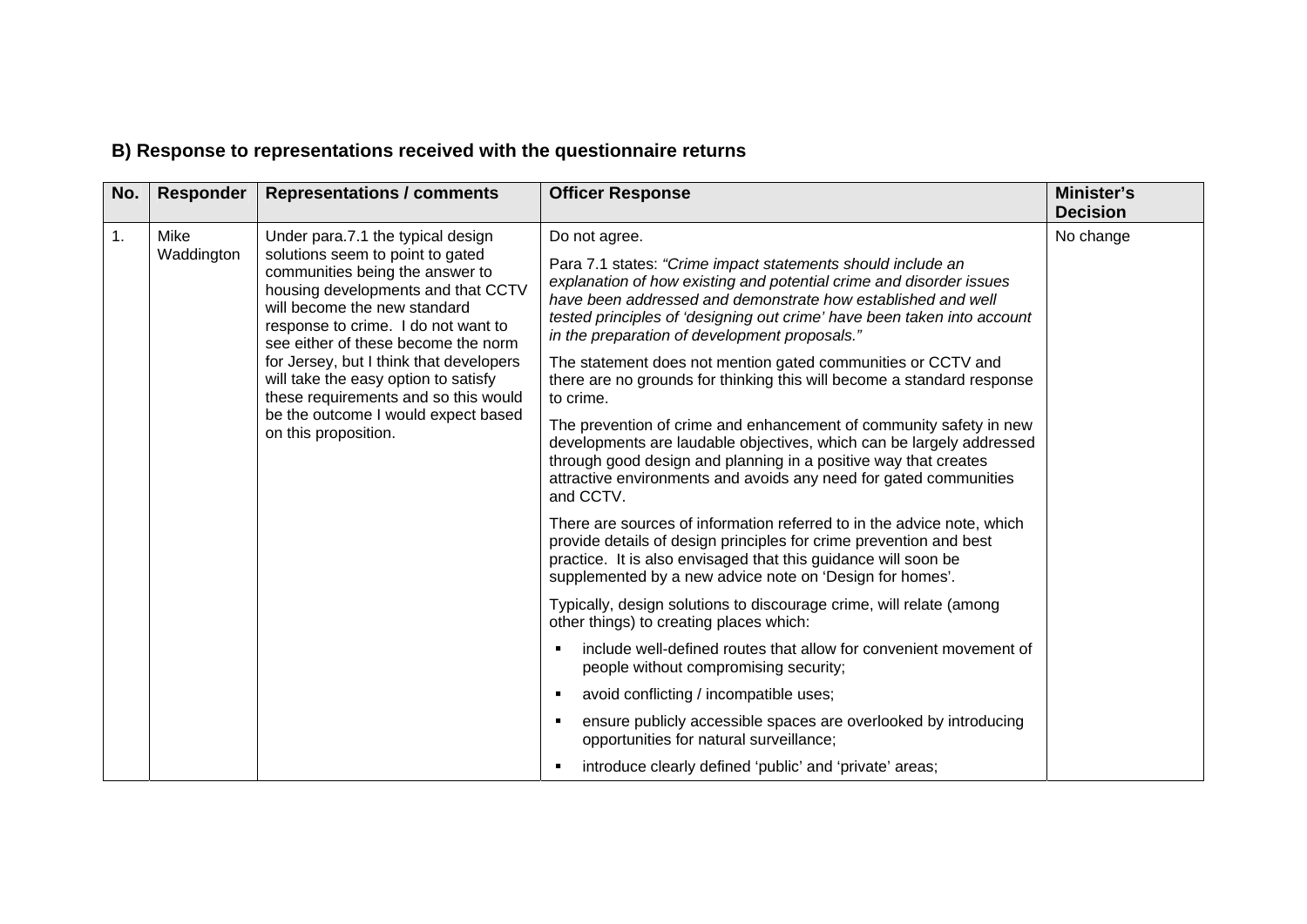### B) Response to representations received with the questionnaire returns

| No. | Responder | Representations / comments | Officer Response | Minister's Decision |
|---|---|---|---|---|
| 1. | Mike Waddington | Under para.7.1 the typical design solutions seem to point to gated communities being the answer to housing developments and that CCTV will become the new standard response to crime. I do not want to see either of these become the norm for Jersey, but I think that developers will take the easy option to satisfy these requirements and so this would be the outcome I would expect based on this proposition. | Do not agree.<br><br>Para 7.1 states: *"Crime impact statements should include an explanation of how existing and potential crime and disorder issues have been addressed and demonstrate how established and well tested principles of 'designing out crime' have been taken into account in the preparation of development proposals."*<br><br>The statement does not mention gated communities or CCTV and there are no grounds for thinking this will become a standard response to crime.<br><br>The prevention of crime and enhancement of community safety in new developments are laudable objectives, which can be largely addressed through good design and planning in a positive way that creates attractive environments and avoids any need for gated communities and CCTV.<br><br>There are sources of information referred to in the advice note, which provide details of design principles for crime prevention and best practice. It is also envisaged that this guidance will soon be supplemented by a new advice note on 'Design for homes'.<br><br>Typically, design solutions to discourage crime, will relate (among other things) to creating places which:<br><br>▪ include well-defined routes that allow for convenient movement of people without compromising security;<br><br>▪ avoid conflicting / incompatible uses;<br><br>▪ ensure publicly accessible spaces are overlooked by introducing opportunities for natural surveillance;<br><br>▪ introduce clearly defined 'public' and 'private' areas; | No change |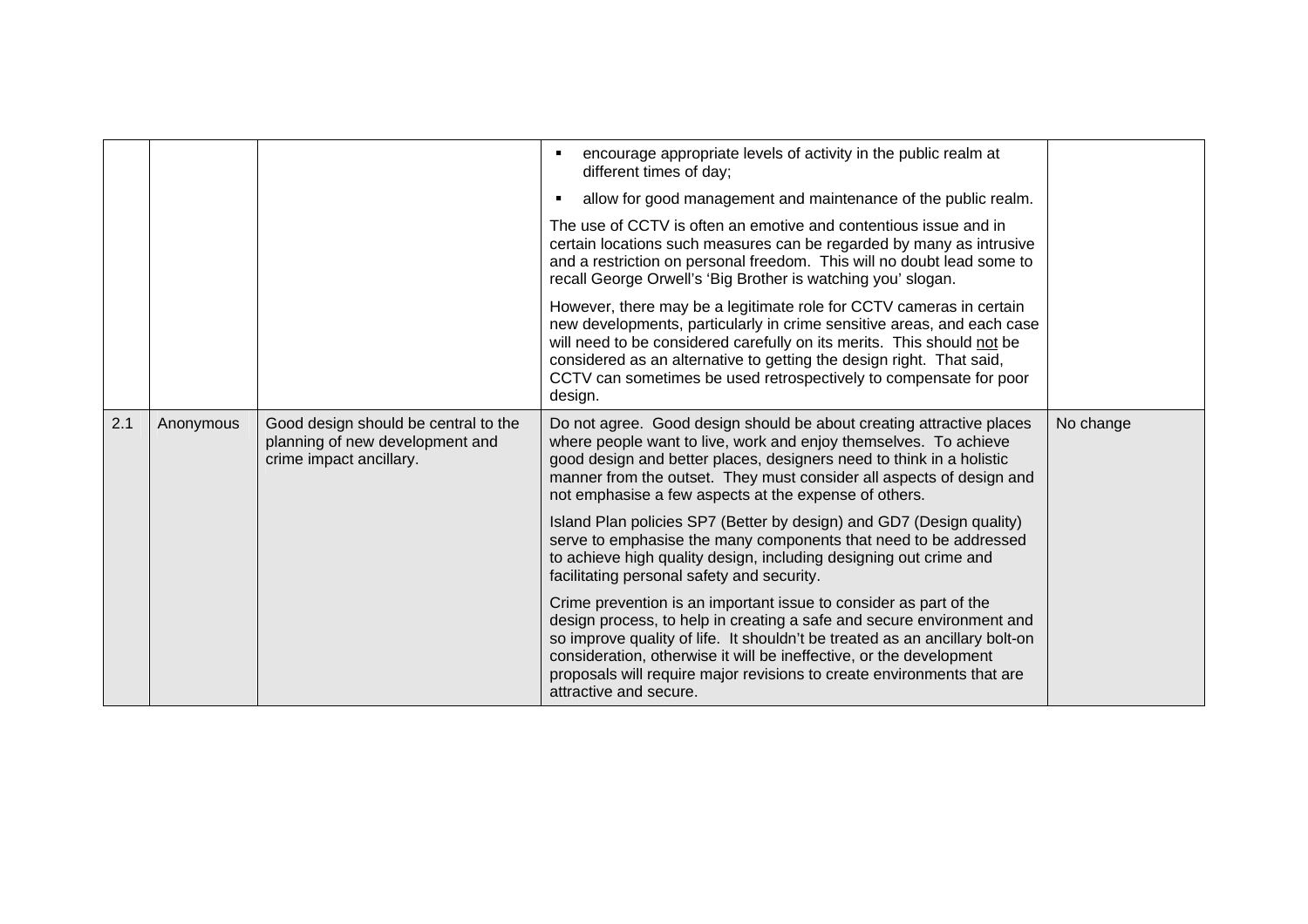| | | | | |
|---|---|---|---|---|
| | | | ▪ encourage appropriate levels of activity in the public realm at different times of day;<br><br>▪ allow for good management and maintenance of the public realm.<br><br>The use of CCTV is often an emotive and contentious issue and in certain locations such measures can be regarded by many as intrusive and a restriction on personal freedom. This will no doubt lead some to recall George Orwell's 'Big Brother is watching you' slogan.<br><br>However, there may be a legitimate role for CCTV cameras in certain new developments, particularly in crime sensitive areas, and each case will need to be considered carefully on its merits. This should <u>not</u> be considered as an alternative to getting the design right. That said, CCTV can sometimes be used retrospectively to compensate for poor design. | |
| 2.1 | Anonymous | Good design should be central to the planning of new development and crime impact ancillary. | Do not agree. Good design should be about creating attractive places where people want to live, work and enjoy themselves. To achieve good design and better places, designers need to think in a holistic manner from the outset. They must consider all aspects of design and not emphasise a few aspects at the expense of others.<br><br>Island Plan policies SP7 (Better by design) and GD7 (Design quality) serve to emphasise the many components that need to be addressed to achieve high quality design, including designing out crime and facilitating personal safety and security.<br><br>Crime prevention is an important issue to consider as part of the design process, to help in creating a safe and secure environment and so improve quality of life. It shouldn't be treated as an ancillary bolt-on consideration, otherwise it will be ineffective, or the development proposals will require major revisions to create environments that are attractive and secure. | No change |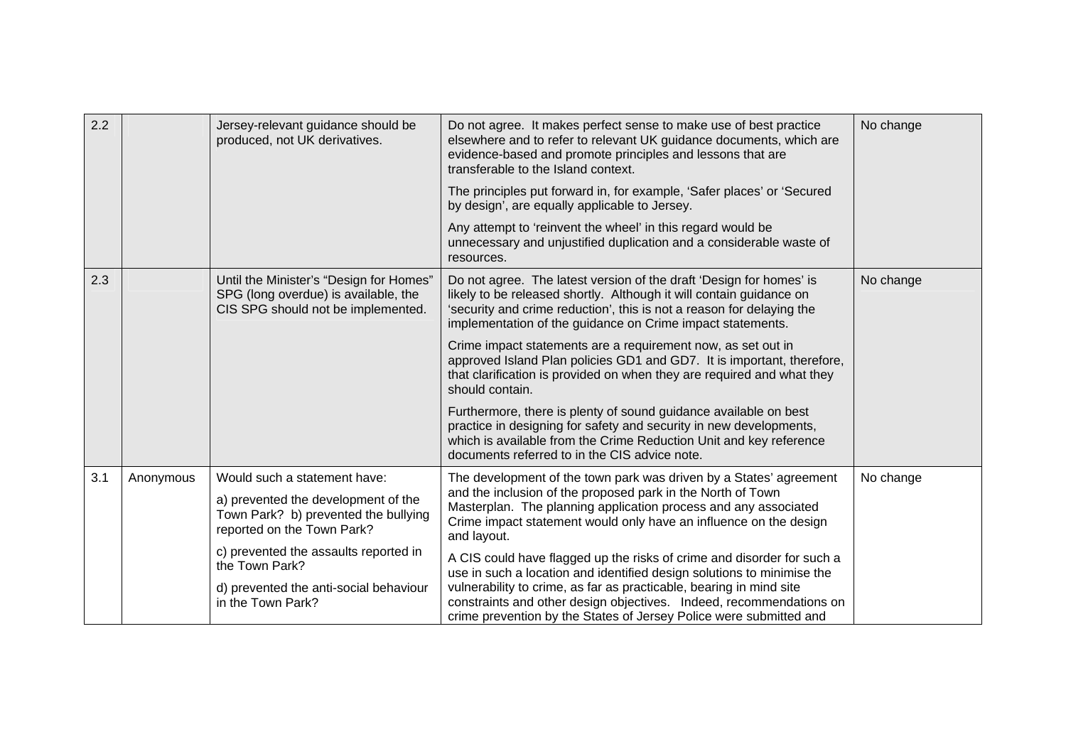| 2.2 | | Jersey-relevant guidance should be produced, not UK derivatives. | Do not agree. It makes perfect sense to make use of best practice elsewhere and to refer to relevant UK guidance documents, which are evidence-based and promote principles and lessons that are transferable to the Island context.<br><br>The principles put forward in, for example, 'Safer places' or 'Secured by design', are equally applicable to Jersey.<br><br>Any attempt to 'reinvent the wheel' in this regard would be unnecessary and unjustified duplication and a considerable waste of resources. | No change |
|---|---|---|---|---|
| 2.3 | | Until the Minister's "Design for Homes" SPG (long overdue) is available, the CIS SPG should not be implemented. | Do not agree. The latest version of the draft 'Design for homes' is likely to be released shortly. Although it will contain guidance on 'security and crime reduction', this is not a reason for delaying the implementation of the guidance on Crime impact statements.<br><br>Crime impact statements are a requirement now, as set out in approved Island Plan policies GD1 and GD7. It is important, therefore, that clarification is provided on when they are required and what they should contain.<br><br>Furthermore, there is plenty of sound guidance available on best practice in designing for safety and security in new developments, which is available from the Crime Reduction Unit and key reference documents referred to in the CIS advice note. | No change |
| 3.1 | Anonymous | Would such a statement have:<br><br>a) prevented the development of the Town Park? b) prevented the bullying reported on the Town Park?<br><br>c) prevented the assaults reported in the Town Park?<br><br>d) prevented the anti-social behaviour in the Town Park? | The development of the town park was driven by a States' agreement and the inclusion of the proposed park in the North of Town Masterplan. The planning application process and any associated Crime impact statement would only have an influence on the design and layout.<br><br>A CIS could have flagged up the risks of crime and disorder for such a use in such a location and identified design solutions to minimise the vulnerability to crime, as far as practicable, bearing in mind site constraints and other design objectives. Indeed, recommendations on crime prevention by the States of Jersey Police were submitted and | No change |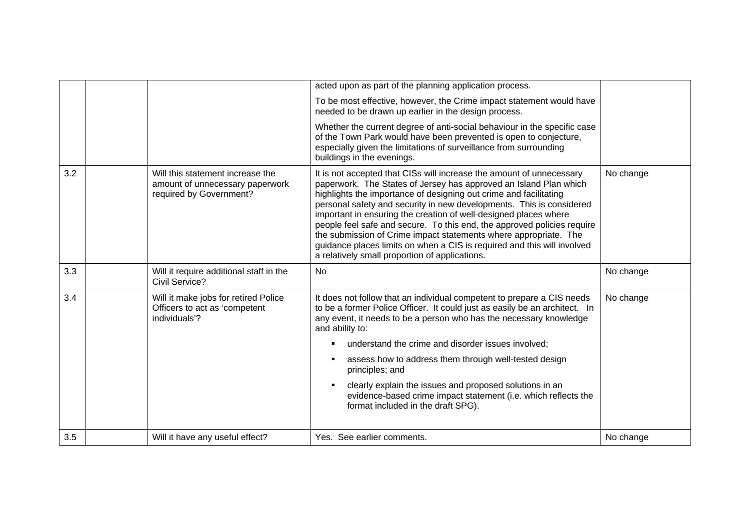| | | | | |
|---|---|---|---|---|
| | | | acted upon as part of the planning application process.<br><br>To be most effective, however, the Crime impact statement would have needed to be drawn up earlier in the design process.<br><br>Whether the current degree of anti-social behaviour in the specific case of the Town Park would have been prevented is open to conjecture, especially given the limitations of surveillance from surrounding buildings in the evenings. | |
| 3.2 | | Will this statement increase the amount of unnecessary paperwork required by Government? | It is not accepted that CISs will increase the amount of unnecessary paperwork. The States of Jersey has approved an Island Plan which highlights the importance of designing out crime and facilitating personal safety and security in new developments. This is considered important in ensuring the creation of well-designed places where people feel safe and secure. To this end, the approved policies require the submission of Crime impact statements where appropriate. The guidance places limits on when a CIS is required and this will involved a relatively small proportion of applications. | No change |
| 3.3 | | Will it require additional staff in the Civil Service? | No | No change |
| 3.4 | | Will it make jobs for retired Police Officers to act as 'competent individuals'? | It does not follow that an individual competent to prepare a CIS needs to be a former Police Officer. It could just as easily be an architect. In any event, it needs to be a person who has the necessary knowledge and ability to:<br><br>▪ understand the crime and disorder issues involved;<br>▪ assess how to address them through well-tested design principles; and<br>▪ clearly explain the issues and proposed solutions in an evidence-based crime impact statement (i.e. which reflects the format included in the draft SPG). | No change |
| 3.5 | | Will it have any useful effect? | Yes. See earlier comments. | No change |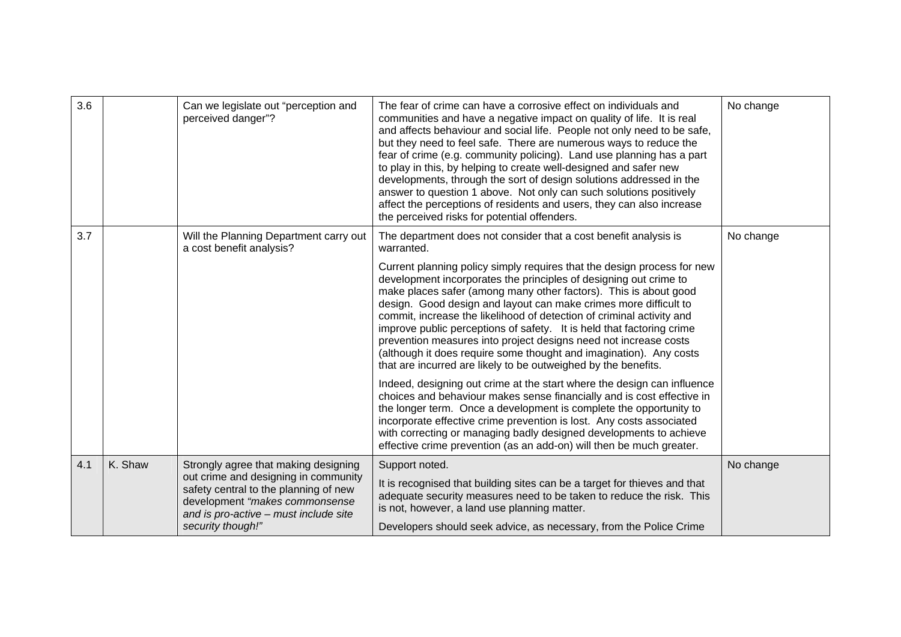| | | | | |
|---|---|---|---|---|
| 3.6 | | Can we legislate out "perception and perceived danger"? | The fear of crime can have a corrosive effect on individuals and communities and have a negative impact on quality of life. It is real and affects behaviour and social life. People not only need to be safe, but they need to feel safe. There are numerous ways to reduce the fear of crime (e.g. community policing). Land use planning has a part to play in this, by helping to create well-designed and safer new developments, through the sort of design solutions addressed in the answer to question 1 above. Not only can such solutions positively affect the perceptions of residents and users, they can also increase the perceived risks for potential offenders. | No change |
| 3.7 | | Will the Planning Department carry out a cost benefit analysis? | The department does not consider that a cost benefit analysis is warranted.<br><br>Current planning policy simply requires that the design process for new development incorporates the principles of designing out crime to make places safer (among many other factors). This is about good design. Good design and layout can make crimes more difficult to commit, increase the likelihood of detection of criminal activity and improve public perceptions of safety. It is held that factoring crime prevention measures into project designs need not increase costs (although it does require some thought and imagination). Any costs that are incurred are likely to be outweighed by the benefits.<br><br>Indeed, designing out crime at the start where the design can influence choices and behaviour makes sense financially and is cost effective in the longer term. Once a development is complete the opportunity to incorporate effective crime prevention is lost. Any costs associated with correcting or managing badly designed developments to achieve effective crime prevention (as an add-on) will then be much greater. | No change |
| 4.1 | K. Shaw | Strongly agree that making designing out crime and designing in community safety central to the planning of new development *"makes commonsense and is pro-active – must include site security though!"* | Support noted.<br><br>It is recognised that building sites can be a target for thieves and that adequate security measures need to be taken to reduce the risk. This is not, however, a land use planning matter.<br><br>Developers should seek advice, as necessary, from the Police Crime | No change |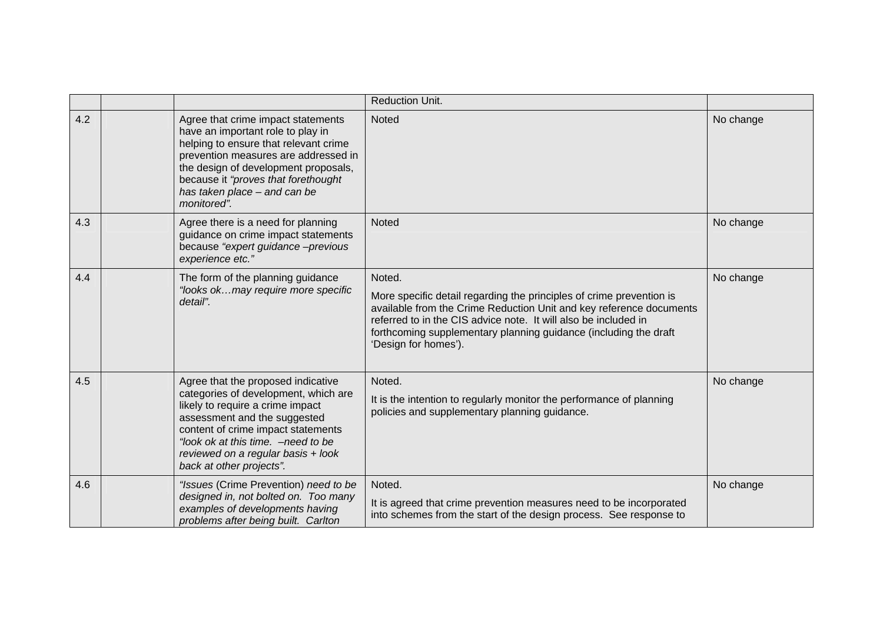| | | | | |
|---|---|---|---|---|
| | | | Reduction Unit. | |
| 4.2 | | Agree that crime impact statements have an important role to play in helping to ensure that relevant crime prevention measures are addressed in the design of development proposals, because it *"proves that forethought has taken place – and can be monitored"*. | Noted | No change |
| 4.3 | | Agree there is a need for planning guidance on crime impact statements because *"expert guidance –previous experience etc."* | Noted | No change |
| 4.4 | | The form of the planning guidance *"looks ok…may require more specific detail"*. | Noted.<br><br>More specific detail regarding the principles of crime prevention is available from the Crime Reduction Unit and key reference documents referred to in the CIS advice note. It will also be included in forthcoming supplementary planning guidance (including the draft 'Design for homes'). | No change |
| 4.5 | | Agree that the proposed indicative categories of development, which are likely to require a crime impact assessment and the suggested content of crime impact statements *"look ok at this time. –need to be reviewed on a regular basis + look back at other projects"*. | Noted.<br><br>It is the intention to regularly monitor the performance of planning policies and supplementary planning guidance. | No change |
| 4.6 | | *"Issues* (Crime Prevention) *need to be designed in, not bolted on. Too many examples of developments having problems after being built. Carlton* | Noted.<br><br>It is agreed that crime prevention measures need to be incorporated into schemes from the start of the design process. See response to | No change |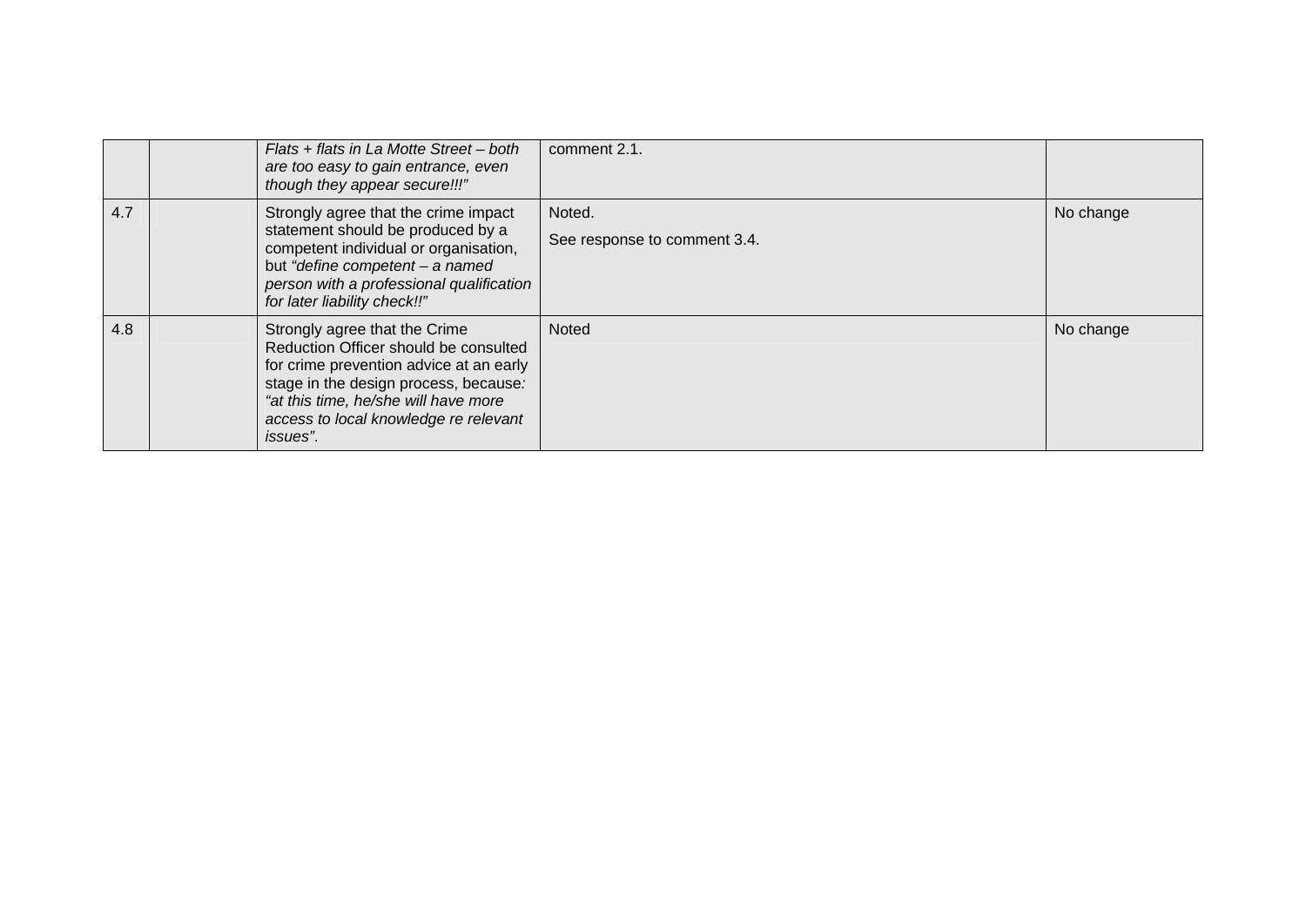| | | | | |
|---|---|---|---|---|
| | | *Flats + flats in La Motte Street – both are too easy to gain entrance, even though they appear secure!!!"* | comment 2.1. | |
| 4.7 | | Strongly agree that the crime impact statement should be produced by a competent individual or organisation, but *"define competent – a named person with a professional qualification for later liability check!!"* | Noted.<br><br>See response to comment 3.4. | No change |
| 4.8 | | Strongly agree that the Crime Reduction Officer should be consulted for crime prevention advice at an early stage in the design process, because*: "at this time, he/she will have more access to local knowledge re relevant issues"*. | Noted | No change |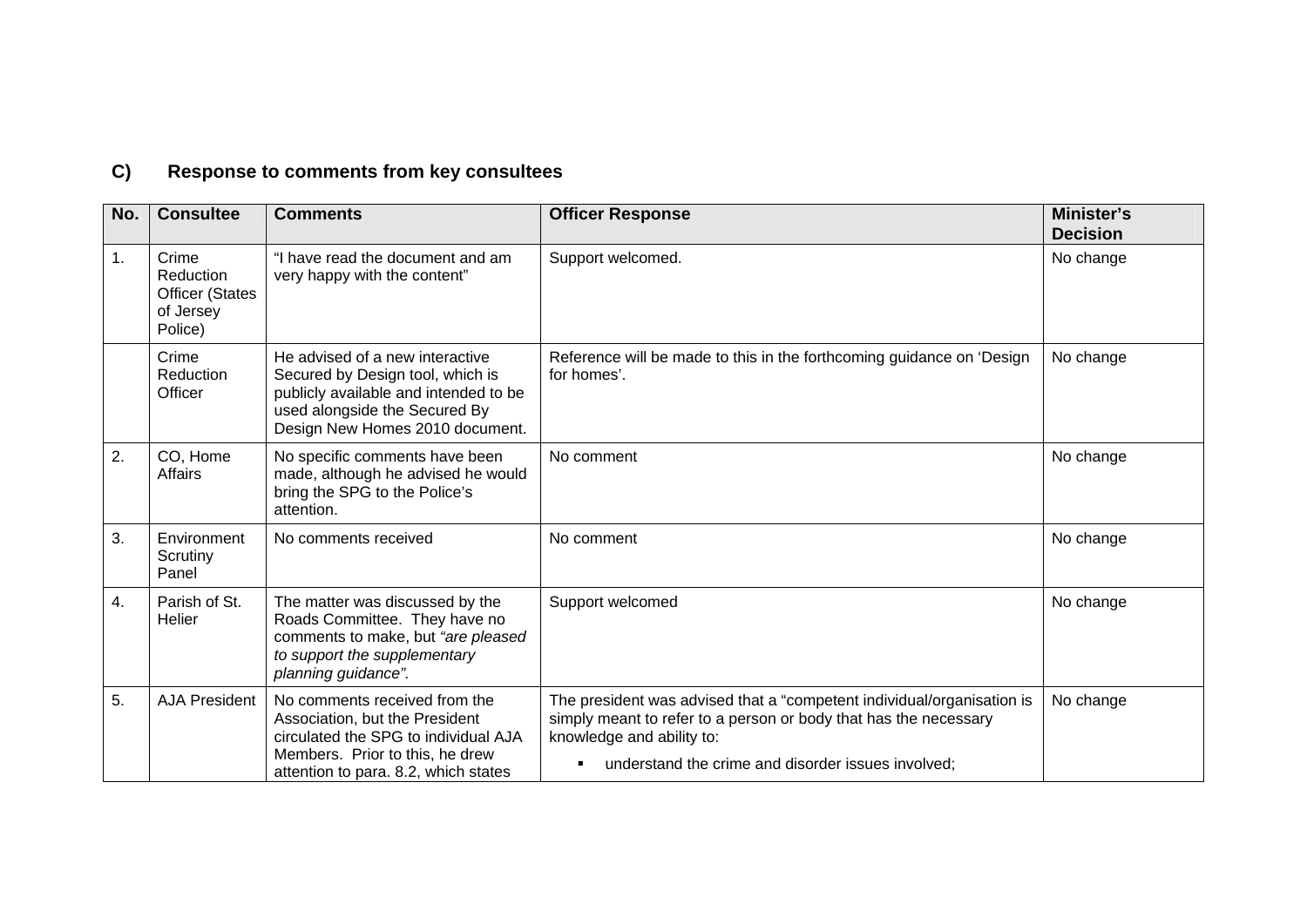## C) Response to comments from key consultees

| No. | Consultee | Comments | Officer Response | Minister's Decision |
|---|---|---|---|---|
| 1. | Crime Reduction Officer (States of Jersey Police) | "I have read the document and am very happy with the content" | Support welcomed. | No change |
| | Crime Reduction Officer | He advised of a new interactive Secured by Design tool, which is publicly available and intended to be used alongside the Secured By Design New Homes 2010 document. | Reference will be made to this in the forthcoming guidance on 'Design for homes'. | No change |
| 2. | CO, Home Affairs | No specific comments have been made, although he advised he would bring the SPG to the Police's attention. | No comment | No change |
| 3. | Environment Scrutiny Panel | No comments received | No comment | No change |
| 4. | Parish of St. Helier | The matter was discussed by the Roads Committee. They have no comments to make, but *"are pleased to support the supplementary planning guidance".* | Support welcomed | No change |
| 5. | AJA President | No comments received from the Association, but the President circulated the SPG to individual AJA Members. Prior to this, he drew attention to para. 8.2, which states | The president was advised that a "competent individual/organisation is simply meant to refer to a person or body that has the necessary knowledge and ability to:<br>▪ understand the crime and disorder issues involved; | No change |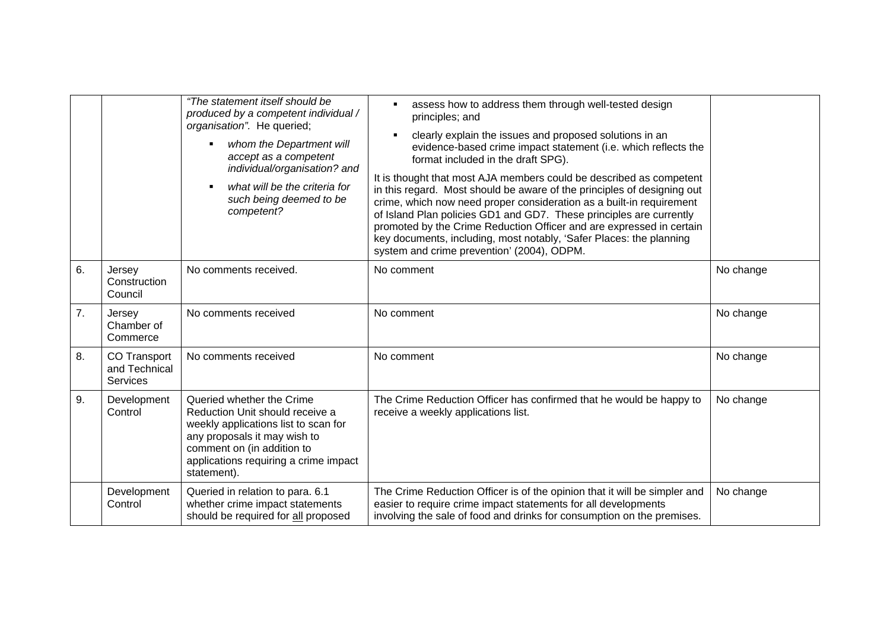| | | | | |
|---|---|---|---|---|
| | | *"The statement itself should be produced by a competent individual / organisation".* He queried; <br> ▪ *whom the Department will accept as a competent individual/organisation? and* <br> ▪ *what will be the criteria for such being deemed to be competent?* | ▪ assess how to address them through well-tested design principles; and <br> ▪ clearly explain the issues and proposed solutions in an evidence-based crime impact statement (i.e. which reflects the format included in the draft SPG). <br> It is thought that most AJA members could be described as competent in this regard. Most should be aware of the principles of designing out crime, which now need proper consideration as a built-in requirement of Island Plan policies GD1 and GD7. These principles are currently promoted by the Crime Reduction Officer and are expressed in certain key documents, including, most notably, 'Safer Places: the planning system and crime prevention' (2004), ODPM. | |
| 6. | Jersey Construction Council | No comments received. | No comment | No change |
| 7. | Jersey Chamber of Commerce | No comments received | No comment | No change |
| 8. | CO Transport and Technical Services | No comments received | No comment | No change |
| 9. | Development Control | Queried whether the Crime Reduction Unit should receive a weekly applications list to scan for any proposals it may wish to comment on (in addition to applications requiring a crime impact statement). | The Crime Reduction Officer has confirmed that he would be happy to receive a weekly applications list. | No change |
| | Development Control | Queried in relation to para. 6.1 whether crime impact statements should be required for <u>all</u> proposed | The Crime Reduction Officer is of the opinion that it will be simpler and easier to require crime impact statements for all developments involving the sale of food and drinks for consumption on the premises. | No change |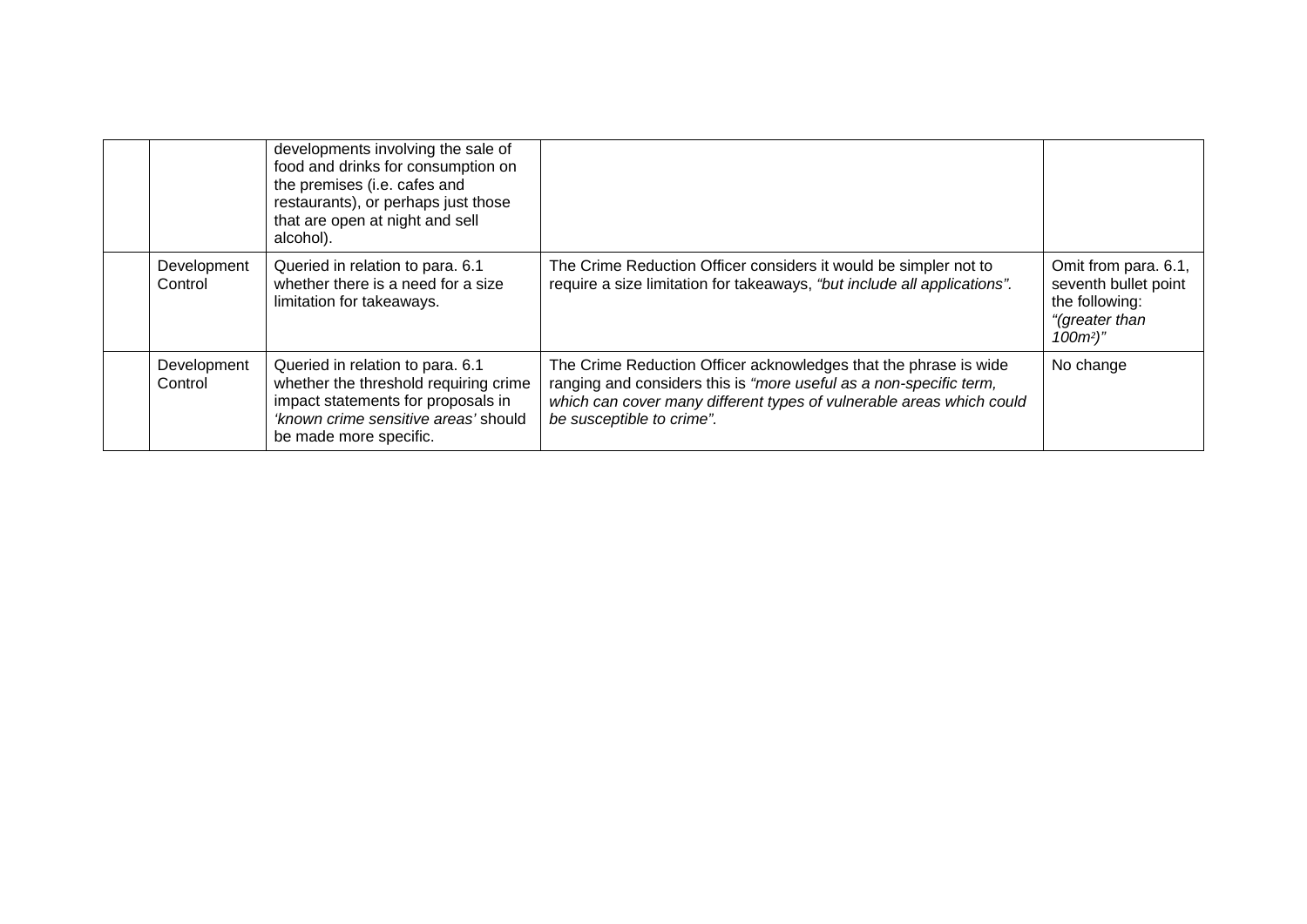| | | | | |
|---|---|---|---|---|
| | | developments involving the sale of food and drinks for consumption on the premises (i.e. cafes and restaurants), or perhaps just those that are open at night and sell alcohol). | | |
| | Development Control | Queried in relation to para. 6.1 whether there is a need for a size limitation for takeaways. | The Crime Reduction Officer considers it would be simpler not to require a size limitation for takeaways, *"but include all applications"*. | Omit from para. 6.1, seventh bullet point the following: *"(greater than 100m²)"* |
| | Development Control | Queried in relation to para. 6.1 whether the threshold requiring crime impact statements for proposals in *'known crime sensitive areas'* should be made more specific. | The Crime Reduction Officer acknowledges that the phrase is wide ranging and considers this is *"more useful as a non-specific term, which can cover many different types of vulnerable areas which could be susceptible to crime"*. | No change |